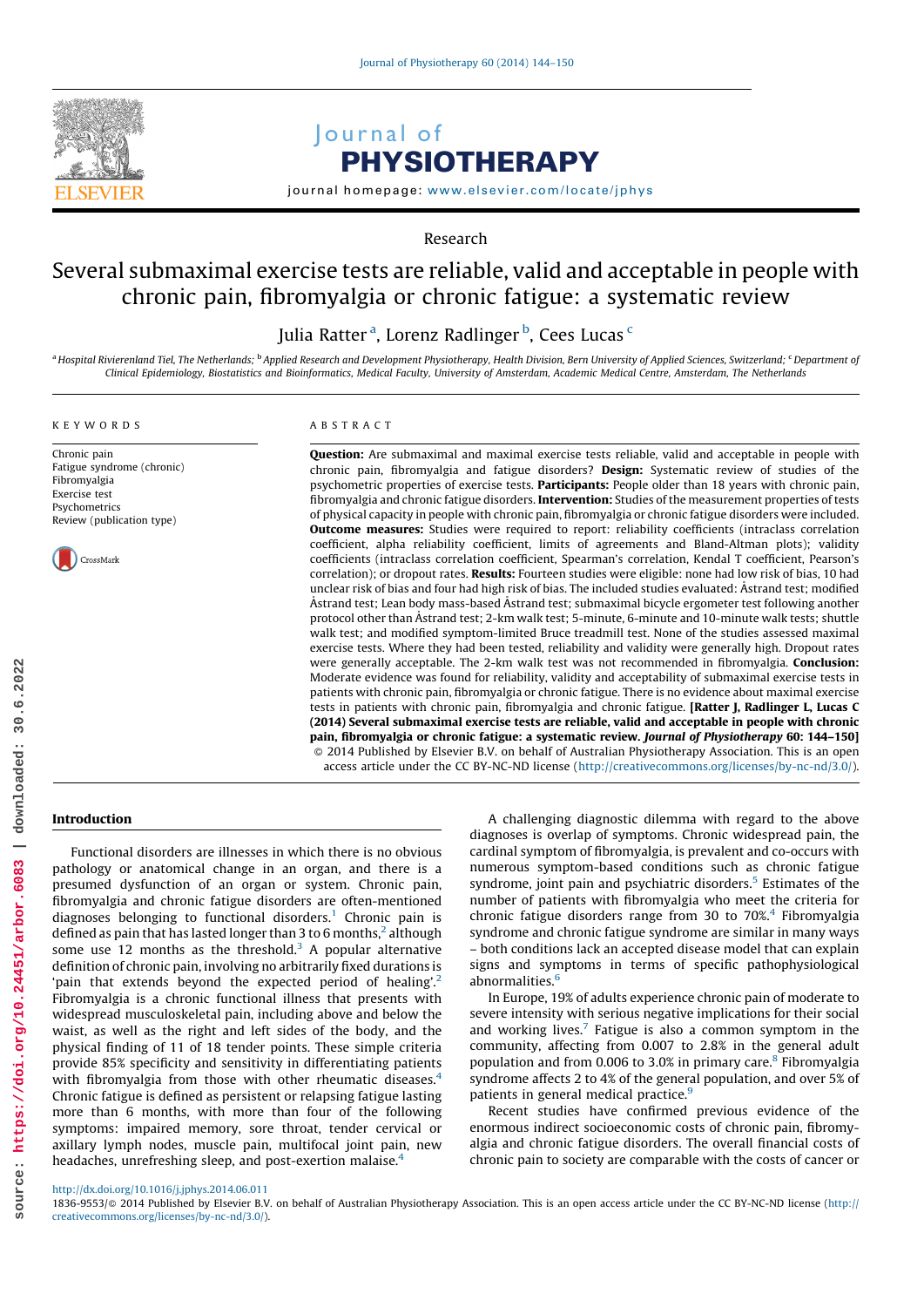Research

# Several submaximal exercise tests are reliable, valid and acceptable in people with chronic pain, fibromyalgia or chronic fatigue: a systematic review

Julia Ratter [a], Lorenz Radlinger [b], Cees Lucas [c]

[a] Hospital Rivierenland Tiel, The Netherlands; [b] Applied Research and Development Physiotherapy, Health Division, Bern University of Applied Sciences, Switzerland; [c] Department of Clinical Epidemiology, Biostatistics and Bioinformatics, Medical Faculty, University of Amsterdam, Academic Medical Centre, Amsterdam, The Netherlands

KEYWORDS

Chronic pain
Fatigue syndrome (chronic)
Fibromyalgia
Exercise test
Psychometrics
Review (publication type)

ABSTRACT

**Question:** Are submaximal and maximal exercise tests reliable, valid and acceptable in people with chronic pain, fibromyalgia and fatigue disorders? **Design:** Systematic review of studies of the psychometric properties of exercise tests. **Participants:** People older than 18 years with chronic pain, fibromyalgia and chronic fatigue disorders. **Intervention:** Studies of the measurement properties of tests of physical capacity in people with chronic pain, fibromyalgia or chronic fatigue disorders were included. **Outcome measures:** Studies were required to report: reliability coefficients (intraclass correlation coefficient, alpha reliability coefficient, limits of agreements and Bland-Altman plots); validity coefficients (intraclass correlation coefficient, Spearman's correlation, Kendal T coefficient, Pearson's correlation); or dropout rates. **Results:** Fourteen studies were eligible: none had low risk of bias, 10 had unclear risk of bias and four had high risk of bias. The included studies evaluated: Åstrand test; modified Åstrand test; Lean body mass-based Åstrand test; submaximal bicycle ergometer test following another protocol other than Åstrand test; 2-km walk test; 5-minute, 6-minute and 10-minute walk tests; shuttle walk test; and modified symptom-limited Bruce treadmill test. None of the studies assessed maximal exercise tests. Where they had been tested, reliability and validity were generally high. Dropout rates were generally acceptable. The 2-km walk test was not recommended in fibromyalgia. **Conclusion:** Moderate evidence was found for reliability, validity and acceptability of submaximal exercise tests in patients with chronic pain, fibromyalgia or chronic fatigue. There is no evidence about maximal exercise tests in patients with chronic pain, fibromyalgia and chronic fatigue. **[Ratter J, Radlinger L, Lucas C (2014) Several submaximal exercise tests are reliable, valid and acceptable in people with chronic pain, fibromyalgia or chronic fatigue: a systematic review. *Journal of Physiotherapy* 60: 144–150]**

© 2014 Published by Elsevier B.V. on behalf of Australian Physiotherapy Association. This is an open access article under the CC BY-NC-ND license (http://creativecommons.org/licenses/by-nc-nd/3.0/).

## Introduction

Functional disorders are illnesses in which there is no obvious pathology or anatomical change in an organ, and there is a presumed dysfunction of an organ or system. Chronic pain, fibromyalgia and chronic fatigue disorders are often-mentioned diagnoses belonging to functional disorders.[1] Chronic pain is defined as pain that has lasted longer than 3 to 6 months,[2] although some use 12 months as the threshold.[3] A popular alternative definition of chronic pain, involving no arbitrarily fixed durations is 'pain that extends beyond the expected period of healing'.[2] Fibromyalgia is a chronic functional illness that presents with widespread musculoskeletal pain, including above and below the waist, as well as the right and left sides of the body, and the physical finding of 11 of 18 tender points. These simple criteria provide 85% specificity and sensitivity in differentiating patients with fibromyalgia from those with other rheumatic diseases.[4] Chronic fatigue is defined as persistent or relapsing fatigue lasting more than 6 months, with more than four of the following symptoms: impaired memory, sore throat, tender cervical or axillary lymph nodes, muscle pain, multifocal joint pain, new headaches, unrefreshing sleep, and post-exertion malaise.[4]

A challenging diagnostic dilemma with regard to the above diagnoses is overlap of symptoms. Chronic widespread pain, the cardinal symptom of fibromyalgia, is prevalent and co-occurs with numerous symptom-based conditions such as chronic fatigue syndrome, joint pain and psychiatric disorders.[5] Estimates of the number of patients with fibromyalgia who meet the criteria for chronic fatigue disorders range from 30 to 70%.[4] Fibromyalgia syndrome and chronic fatigue syndrome are similar in many ways – both conditions lack an accepted disease model that can explain signs and symptoms in terms of specific pathophysiological abnormalities.[6]

In Europe, 19% of adults experience chronic pain of moderate to severe intensity with serious negative implications for their social and working lives.[7] Fatigue is also a common symptom in the community, affecting from 0.007 to 2.8% in the general adult population and from 0.006 to 3.0% in primary care.[8] Fibromyalgia syndrome affects 2 to 4% of the general population, and over 5% of patients in general medical practice.[9]

Recent studies have confirmed previous evidence of the enormous indirect socioeconomic costs of chronic pain, fibromyalgia and chronic fatigue disorders. The overall financial costs of chronic pain to society are comparable with the costs of cancer or

http://dx.doi.org/10.1016/j.jphys.2014.06.011
1836-9553/© 2014 Published by Elsevier B.V. on behalf of Australian Physiotherapy Association. This is an open access article under the CC BY-NC-ND license (http://creativecommons.org/licenses/by-nc-nd/3.0/).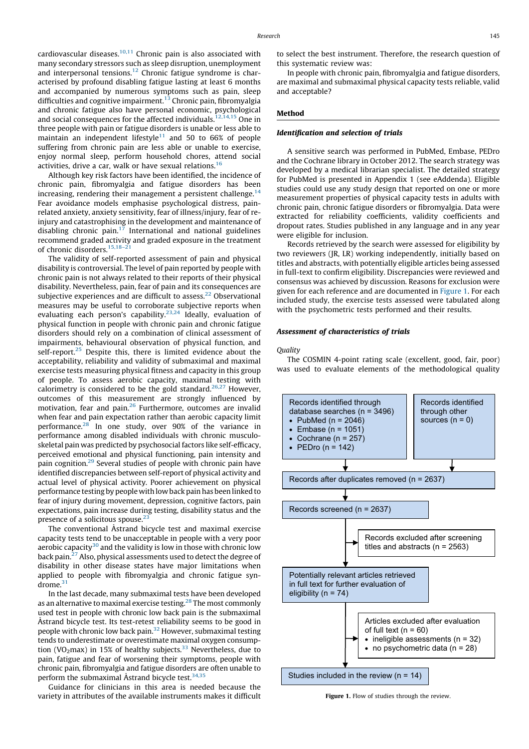cardiovascular diseases.[10,11] Chronic pain is also associated with many secondary stressors such as sleep disruption, unemployment and interpersonal tensions.[12] Chronic fatigue syndrome is characterised by profound disabling fatigue lasting at least 6 months and accompanied by numerous symptoms such as pain, sleep difficulties and cognitive impairment.[13] Chronic pain, fibromyalgia and chronic fatigue also have personal economic, psychological and social consequences for the affected individuals.[12,14,15] One in three people with pain or fatigue disorders is unable or less able to maintain an independent lifestyle[11] and 50 to 66% of people suffering from chronic pain are less able or unable to exercise, enjoy normal sleep, perform household chores, attend social activities, drive a car, walk or have sexual relations.[16]

Although key risk factors have been identified, the incidence of chronic pain, fibromyalgia and fatigue disorders has been increasing, rendering their management a persistent challenge.[14] Fear avoidance models emphasise psychological distress, pain-related anxiety, anxiety sensitivity, fear of illness/injury, fear of re-injury and catastrophising in the development and maintenance of disabling chronic pain.[17] International and national guidelines recommend graded activity and graded exposure in the treatment of chronic disorders.[15,18–21]

The validity of self-reported assessment of pain and physical disability is controversial. The level of pain reported by people with chronic pain is not always related to their reports of their physical disability. Nevertheless, pain, fear of pain and its consequences are subjective experiences and are difficult to assess.[22] Observational measures may be useful to corroborate subjective reports when evaluating each person's capability.[23,24] Ideally, evaluation of physical function in people with chronic pain and chronic fatigue disorders should rely on a combination of clinical assessment of impairments, behavioural observation of physical function, and self-report.[25] Despite this, there is limited evidence about the acceptability, reliability and validity of submaximal and maximal exercise tests measuring physical fitness and capacity in this group of people. To assess aerobic capacity, maximal testing with calorimetry is considered to be the gold standard.[26,27] However, outcomes of this measurement are strongly influenced by motivation, fear and pain.[26] Furthermore, outcomes are invalid when fear and pain expectation rather than aerobic capacity limit performance.[28] In one study, over 90% of the variance in performance among disabled individuals with chronic musculoskeletal pain was predicted by psychosocial factors like self-efficacy, perceived emotional and physical functioning, pain intensity and pain cognition.[29] Several studies of people with chronic pain have identified discrepancies between self-report of physical activity and actual level of physical activity. Poorer achievement on physical performance testing by people with low back pain has been linked to fear of injury during movement, depression, cognitive factors, pain expectations, pain increase during testing, disability status and the presence of a solicitous spouse.[23]

The conventional Åstrand bicycle test and maximal exercise capacity tests tend to be unacceptable in people with a very poor aerobic capacity[30] and the validity is low in those with chronic low back pain.[27] Also, physical assessments used to detect the degree of disability in other disease states have major limitations when applied to people with fibromyalgia and chronic fatigue syndrome.[31]

In the last decade, many submaximal tests have been developed as an alternative to maximal exercise testing.[28] The most commonly used test in people with chronic low back pain is the submaximal Åstrand bicycle test. Its test-retest reliability seems to be good in people with chronic low back pain.[32] However, submaximal testing tends to underestimate or overestimate maximal oxygen consumption ($VO_2max$) in 15% of healthy subjects.[33] Nevertheless, due to pain, fatigue and fear of worsening their symptoms, people with chronic pain, fibromyalgia and fatigue disorders are often unable to perform the submaximal Åstrand bicycle test.[34,35]

Guidance for clinicians in this area is needed because the variety in attributes of the available instruments makes it difficult to select the best instrument. Therefore, the research question of this systematic review was:

In people with chronic pain, fibromyalgia and fatigue disorders, are maximal and submaximal physical capacity tests reliable, valid and acceptable?

## Method

### Identification and selection of trials

A sensitive search was performed in PubMed, Embase, PEDro and the Cochrane library in October 2012. The search strategy was developed by a medical librarian specialist. The detailed strategy for PubMed is presented in Appendix 1 (see eAddenda). Eligible studies could use any study design that reported on one or more measurement properties of physical capacity tests in adults with chronic pain, chronic fatigue disorders or fibromyalgia. Data were extracted for reliability coefficients, validity coefficients and dropout rates. Studies published in any language and in any year were eligible for inclusion.

Records retrieved by the search were assessed for eligibility by two reviewers (JR, LR) working independently, initially based on titles and abstracts, with potentially eligible articles being assessed in full-text to confirm eligibility. Discrepancies were reviewed and consensus was achieved by discussion. Reasons for exclusion were given for each reference and are documented in Figure 1. For each included study, the exercise tests assessed were tabulated along with the psychometric tests performed and their results.

### Assessment of characteristics of trials

*Quality*

The COSMIN 4-point rating scale (excellent, good, fair, poor) was used to evaluate elements of the methodological quality

Records identified through database searches (n = 3496)
- PubMed (n = 2046)
- Embase (n = 1051)
- Cochrane (n = 257)
- PEDro (n = 142)

Records identified through other sources (n = 0)

Records after duplicates removed (n = 2637)

Records screened (n = 2637)

Records excluded after screening titles and abstracts (n = 2563)

Potentially relevant articles retrieved in full text for further evaluation of eligibility (n = 74)

Articles excluded after evaluation of full text (n = 60)
- ineligible assessments (n = 32)
- no psychometric data (n = 28)

Studies included in the review (n = 14)

**Figure 1.** Flow of studies through the review.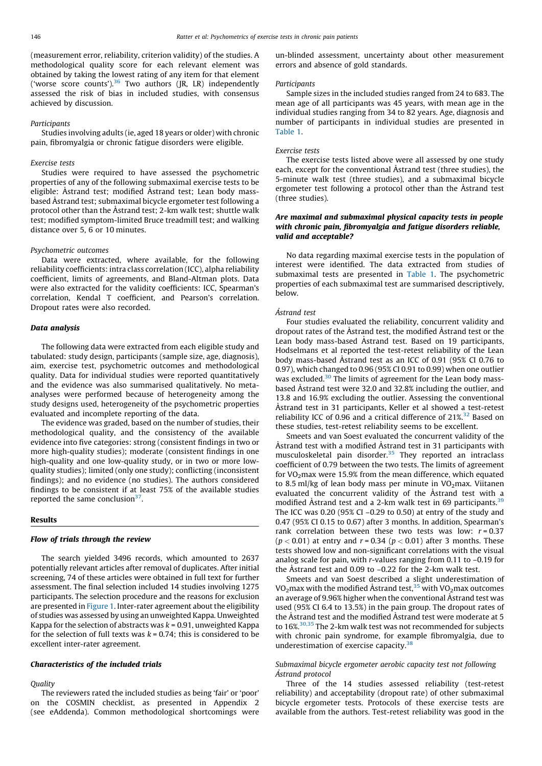(measurement error, reliability, criterion validity) of the studies. A methodological quality score for each relevant element was obtained by taking the lowest rating of any item for that element ('worse score counts').[36] Two authors (JR, LR) independently assessed the risk of bias in included studies, with consensus achieved by discussion.

#### Participants

Studies involving adults (ie, aged 18 years or older) with chronic pain, fibromyalgia or chronic fatigue disorders were eligible.

#### Exercise tests

Studies were required to have assessed the psychometric properties of any of the following submaximal exercise tests to be eligible: Åstrand test; modified Åstrand test; Lean body mass-based Åstrand test; submaximal bicycle ergometer test following a protocol other than the Åstrand test; 2-km walk test; shuttle walk test; modified symptom-limited Bruce treadmill test; and walking distance over 5, 6 or 10 minutes.

#### Psychometric outcomes

Data were extracted, where available, for the following reliability coefficients: intra class correlation (ICC), alpha reliability coefficient, limits of agreements, and Bland-Altman plots. Data were also extracted for the validity coefficients: ICC, Spearman's correlation, Kendal T coefficient, and Pearson's correlation. Dropout rates were also recorded.

### Data analysis

The following data were extracted from each eligible study and tabulated: study design, participants (sample size, age, diagnosis), aim, exercise test, psychometric outcomes and methodological quality. Data for individual studies were reported quantitatively and the evidence was also summarised qualitatively. No meta-analyses were performed because of heterogeneity among the study designs used, heterogeneity of the psychometric properties evaluated and incomplete reporting of the data.

The evidence was graded, based on the number of studies, their methodological quality, and the consistency of the available evidence into five categories: strong (consistent findings in two or more high-quality studies); moderate (consistent findings in one high-quality and one low-quality study, or in two or more low-quality studies); limited (only one study); conflicting (inconsistent findings); and no evidence (no studies). The authors considered findings to be consistent if at least 75% of the available studies reported the same conclusion[37].

## Results

### Flow of trials through the review

The search yielded 3496 records, which amounted to 2637 potentially relevant articles after removal of duplicates. After initial screening, 74 of these articles were obtained in full text for further assessment. The final selection included 14 studies involving 1275 participants. The selection procedure and the reasons for exclusion are presented in Figure 1. Inter-rater agreement about the eligibility of studies was assessed by using an unweighted Kappa. Unweighted Kappa for the selection of abstracts was $k = 0.91$, unweighted Kappa for the selection of full texts was $k = 0.74$; this is considered to be excellent inter-rater agreement.

### Characteristics of the included trials

#### Quality

The reviewers rated the included studies as being 'fair' or 'poor' on the COSMIN checklist, as presented in Appendix 2 (see eAddenda). Common methodological shortcomings were un-blinded assessment, uncertainty about other measurement errors and absence of gold standards.

#### Participants

Sample sizes in the included studies ranged from 24 to 683. The mean age of all participants was 45 years, with mean age in the individual studies ranging from 34 to 82 years. Age, diagnosis and number of participants in individual studies are presented in Table 1.

#### Exercise tests

The exercise tests listed above were all assessed by one study each, except for the conventional Åstrand test (three studies), the 5-minute walk test (three studies), and a submaximal bicycle ergometer test following a protocol other than the Åstrand test (three studies).

### Are maximal and submaximal physical capacity tests in people with chronic pain, fibromyalgia and fatigue disorders reliable, valid and acceptable?

No data regarding maximal exercise tests in the population of interest were identified. The data extracted from studies of submaximal tests are presented in Table 1. The psychometric properties of each submaximal test are summarised descriptively, below.

#### Åstrand test

Four studies evaluated the reliability, concurrent validity and dropout rates of the Åstrand test, the modified Åstrand test or the Lean body mass-based Åstrand test. Based on 19 participants, Hodselmans et al reported the test-retest reliability of the Lean body mass-based Åstrand test as an ICC of 0.91 (95% CI 0.76 to 0.97), which changed to 0.96 (95% CI 0.91 to 0.99) when one outlier was excluded.[30] The limits of agreement for the Lean body mass-based Åstrand test were 32.0 and 32.8% including the outlier, and 13.8 and 16.9% excluding the outlier. Assessing the conventional Åstrand test in 31 participants, Keller et al showed a test-retest reliability ICC of 0.96 and a critical difference of 21%.[32] Based on these studies, test-retest reliability seems to be excellent.

Smeets and van Soest evaluated the concurrent validity of the Åstrand test with a modified Åstrand test in 31 participants with musculoskeletal pain disorder.[35] They reported an intraclass coefficient of 0.79 between the two tests. The limits of agreement for $VO_2$max were 15.9% from the mean difference, which equated to 8.5 ml/kg of lean body mass per minute in $VO_2$max. Viitanen evaluated the concurrent validity of the Åstrand test with a modified Åstrand test and a 2-km walk test in 69 participants.[39] The ICC was 0.20 (95% CI –0.29 to 0.50) at entry of the study and 0.47 (95% CI 0.15 to 0.67) after 3 months. In addition, Spearman's rank correlation between these two tests was low: $r = 0.37$ ($p < 0.01$) at entry and $r = 0.34$ ($p < 0.01$) after 3 months. These tests showed low and non-significant correlations with the visual analog scale for pain, with $r$-values ranging from 0.11 to –0.19 for the Åstrand test and 0.09 to –0.22 for the 2-km walk test.

Smeets and van Soest described a slight underestimation of $VO_2$max with the modified Åstrand test,[35] with $VO_2$max outcomes an average of 9.96% higher when the conventional Åstrand test was used (95% CI 6.4 to 13.5%) in the pain group. The dropout rates of the Åstrand test and the modified Åstrand test were moderate at 5 to 16%.[30,35] The 2-km walk test was not recommended for subjects with chronic pain syndrome, for example fibromyalgia, due to underestimation of exercise capacity.[38]

#### Submaximal bicycle ergometer aerobic capacity test not following Åstrand protocol

Three of the 14 studies assessed reliability (test-retest reliability) and acceptability (dropout rate) of other submaximal bicycle ergometer tests. Protocols of these exercise tests are available from the authors. Test-retest reliability was good in the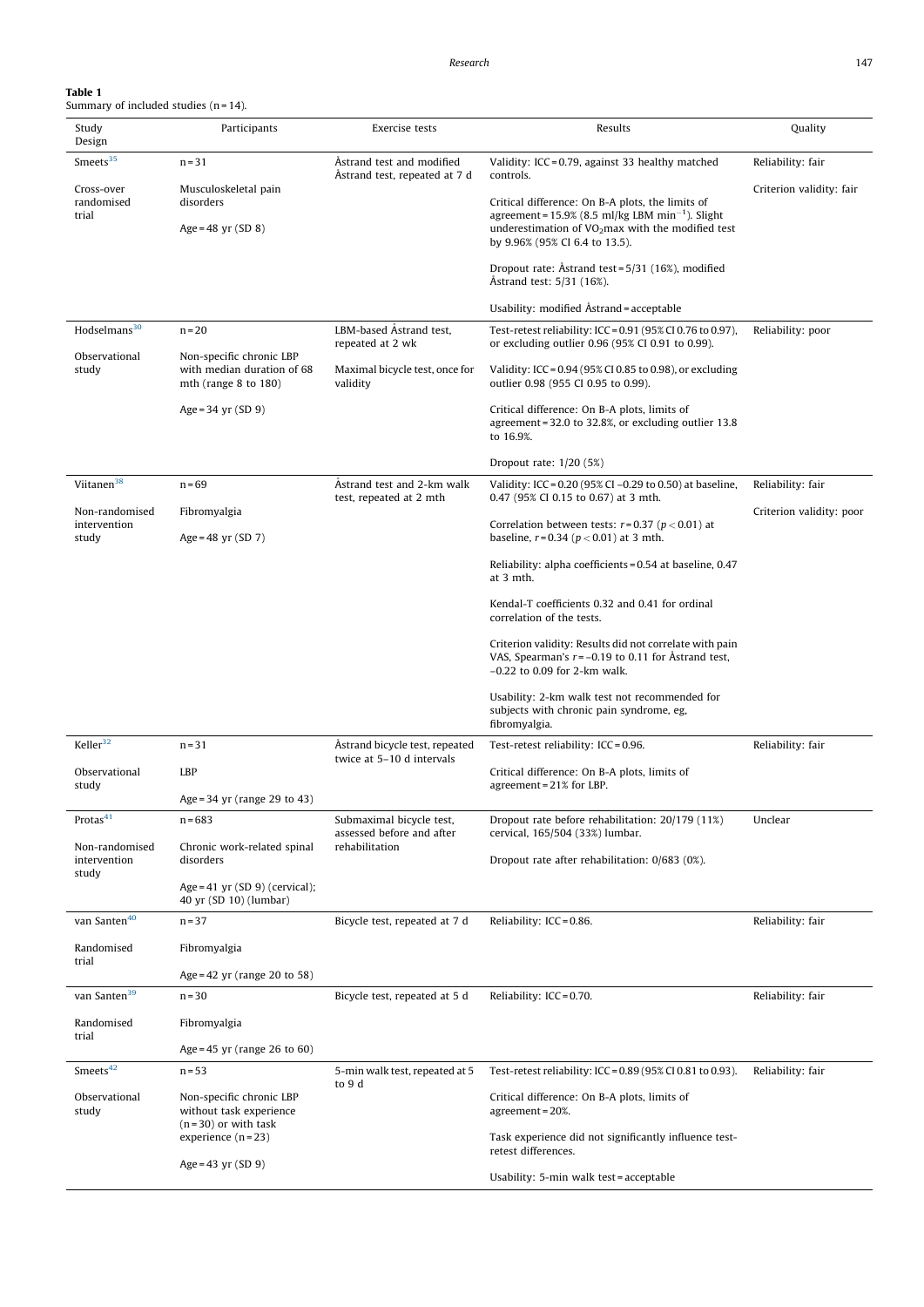**Table 1**
Summary of included studies (n = 14).

| Study<br>Design | Participants | Exercise tests | Results | Quality |
|---|---|---|---|---|
| Smeets[35]<br><br>Cross-over randomised trial | n = 31<br><br>Musculoskeletal pain disorders<br><br>Age = 48 yr (SD 8) | Åstrand test and modified Åstrand test, repeated at 7 d | Validity: ICC = 0.79, against 33 healthy matched controls.<br><br>Critical difference: On B-A plots, the limits of agreement = 15.9% (8.5 ml/kg LBM $min^{-1}$). Slight underestimation of $VO_2max$ with the modified test by 9.96% (95% CI 6.4 to 13.5).<br><br>Dropout rate: Åstrand test = 5/31 (16%), modified Åstrand test: 5/31 (16%).<br><br>Usability: modified Åstrand = acceptable | Reliability: fair<br><br>Criterion validity: fair |
| Hodselmans[30]<br><br>Observational study | n = 20<br><br>Non-specific chronic LBP with median duration of 68 mth (range 8 to 180)<br><br>Age = 34 yr (SD 9) | LBM-based Åstrand test, repeated at 2 wk<br><br>Maximal bicycle test, once for validity | Test-retest reliability: ICC = 0.91 (95% CI 0.76 to 0.97), or excluding outlier 0.96 (95% CI 0.91 to 0.99).<br><br>Validity: ICC = 0.94 (95% CI 0.85 to 0.98), or excluding outlier 0.98 (955 CI 0.95 to 0.99).<br><br>Critical difference: On B-A plots, limits of agreement = 32.0 to 32.8%, or excluding outlier 13.8 to 16.9%.<br><br>Dropout rate: 1/20 (5%) | Reliability: poor |
| Viitanen[38]<br><br>Non-randomised intervention study | n = 69<br><br>Fibromyalgia<br><br>Age = 48 yr (SD 7) | Åstrand test and 2-km walk test, repeated at 2 mth | Validity: ICC = 0.20 (95% CI –0.29 to 0.50) at baseline, 0.47 (95% CI 0.15 to 0.67) at 3 mth.<br><br>Correlation between tests: $r = 0.37$ ($p < 0.01$) at baseline, $r = 0.34$ ($p < 0.01$) at 3 mth.<br><br>Reliability: alpha coefficients = 0.54 at baseline, 0.47 at 3 mth.<br><br>Kendal-T coefficients 0.32 and 0.41 for ordinal correlation of the tests.<br><br>Criterion validity: Results did not correlate with pain VAS, Spearman's $r$ = –0.19 to 0.11 for Åstrand test, –0.22 to 0.09 for 2-km walk.<br><br>Usability: 2-km walk test not recommended for subjects with chronic pain syndrome, eg, fibromyalgia. | Reliability: fair<br><br>Criterion validity: poor |
| Keller[32]<br><br>Observational study | n = 31<br><br>LBP<br><br>Age = 34 yr (range 29 to 43) | Åstrand bicycle test, repeated twice at 5–10 d intervals | Test-retest reliability: ICC = 0.96.<br><br>Critical difference: On B-A plots, limits of agreement = 21% for LBP. | Reliability: fair |
| Protas[41]<br><br>Non-randomised intervention study | n = 683<br><br>Chronic work-related spinal disorders<br><br>Age = 41 yr (SD 9) (cervical); 40 yr (SD 10) (lumbar) | Submaximal bicycle test, assessed before and after rehabilitation | Dropout rate before rehabilitation: 20/179 (11%) cervical, 165/504 (33%) lumbar.<br><br>Dropout rate after rehabilitation: 0/683 (0%). | Unclear |
| van Santen[40]<br><br>Randomised trial | n = 37<br><br>Fibromyalgia<br><br>Age = 42 yr (range 20 to 58) | Bicycle test, repeated at 7 d | Reliability: ICC = 0.86. | Reliability: fair |
| van Santen[39]<br><br>Randomised trial | n = 30<br><br>Fibromyalgia<br><br>Age = 45 yr (range 26 to 60) | Bicycle test, repeated at 5 d | Reliability: ICC = 0.70. | Reliability: fair |
| Smeets[42]<br><br>Observational study | n = 53<br><br>Non-specific chronic LBP without task experience (n = 30) or with task experience (n = 23)<br><br>Age = 43 yr (SD 9) | 5-min walk test, repeated at 5 to 9 d | Test-retest reliability: ICC = 0.89 (95% CI 0.81 to 0.93).<br><br>Critical difference: On B-A plots, limits of agreement = 20%.<br><br>Task experience did not significantly influence test-retest differences.<br><br>Usability: 5-min walk test = acceptable | Reliability: fair |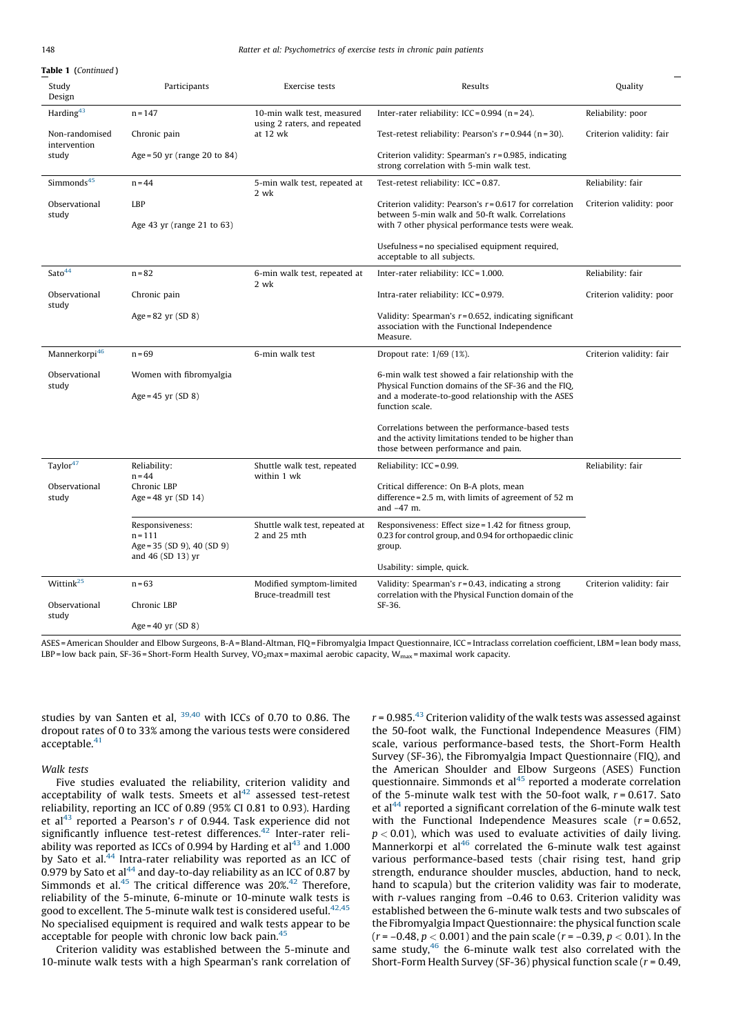**Table 1** (*Continued*)

| Study Design | Participants | Exercise tests | Results | Quality |
|---|---|---|---|---|
| Harding[43] Non-randomised intervention study | n = 147 Chronic pain Age = 50 yr (range 20 to 84) | 10-min walk test, measured using 2 raters, and repeated at 12 wk | Inter-rater reliability: ICC = 0.994 (n = 24). Test-retest reliability: Pearson's $r$ = 0.944 (n = 30). Criterion validity: Spearman's $r$ = 0.985, indicating strong correlation with 5-min walk test. | Reliability: poor Criterion validity: fair |
| Simmonds[45] Observational study | n = 44 LBP Age 43 yr (range 21 to 63) | 5-min walk test, repeated at 2 wk | Test-retest reliability: ICC = 0.87. Criterion validity: Pearson's $r$ = 0.617 for correlation between 5-min walk and 50-ft walk. Correlations with 7 other physical performance tests were weak. Usefulness = no specialised equipment required, acceptable to all subjects. | Reliability: fair Criterion validity: poor |
| Sato[44] Observational study | n = 82 Chronic pain Age = 82 yr (SD 8) | 6-min walk test, repeated at 2 wk | Inter-rater reliability: ICC = 1.000. Intra-rater reliability: ICC = 0.979. Validity: Spearman's $r$ = 0.652, indicating significant association with the Functional Independence Measure. | Reliability: fair Criterion validity: poor |
| Mannerkorpi[46] Observational study | n = 69 Women with fibromyalgia Age = 45 yr (SD 8) | 6-min walk test | Dropout rate: 1/69 (1%). 6-min walk test showed a fair relationship with the Physical Function domains of the SF-36 and the FIQ, and a moderate-to-good relationship with the ASES function scale. Correlations between the performance-based tests and the activity limitations tended to be higher than those between performance and pain. | Criterion validity: fair |
| Taylor[47] Observational study | Reliability: n = 44 Chronic LBP Age = 48 yr (SD 14) | Shuttle walk test, repeated within 1 wk | Reliability: ICC = 0.99. Critical difference: On B-A plots, mean difference = 2.5 m, with limits of agreement of 52 m and –47 m. | Reliability: fair |
| | Responsiveness: n = 111 Age = 35 (SD 9), 40 (SD 9) and 46 (SD 13) yr | Shuttle walk test, repeated at 2 and 25 mth | Responsiveness: Effect size = 1.42 for fitness group, 0.23 for control group, and 0.94 for orthopaedic clinic group. Usability: simple, quick. | |
| Wittink[25] Observational study | n = 63 Chronic LBP Age = 40 yr (SD 8) | Modified symptom-limited Bruce-treadmill test | Validity: Spearman's $r$ = 0.43, indicating a strong correlation with the Physical Function domain of the SF-36. | Criterion validity: fair |

ASES = American Shoulder and Elbow Surgeons, B-A = Bland-Altman, FIQ = Fibromyalgia Impact Questionnaire, ICC = Intraclass correlation coefficient, LBM = lean body mass, LBP = low back pain, SF-36 = Short-Form Health Survey, $VO_2max$ = maximal aerobic capacity, $W_{max}$ = maximal work capacity.

studies by van Santen et al,[39,40] with ICCs of 0.70 to 0.86. The dropout rates of 0 to 33% among the various tests were considered acceptable.[41]

*Walk tests*

Five studies evaluated the reliability, criterion validity and acceptability of walk tests. Smeets et al[42] assessed test-retest reliability, reporting an ICC of 0.89 (95% CI 0.81 to 0.93). Harding et al[43] reported a Pearson's $r$ of 0.944. Task experience did not significantly influence test-retest differences.[42] Inter-rater reliability was reported as ICCs of 0.994 by Harding et al[43] and 1.000 by Sato et al.[44] Intra-rater reliability was reported as an ICC of 0.979 by Sato et al[44] and day-to-day reliability as an ICC of 0.87 by Simmonds et al.[45] The critical difference was 20%.[42] Therefore, reliability of the 5-minute, 6-minute or 10-minute walk tests is good to excellent. The 5-minute walk test is considered useful.[42,45] No specialised equipment is required and walk tests appear to be acceptable for people with chronic low back pain.[45]

Criterion validity was established between the 5-minute and 10-minute walk tests with a high Spearman's rank correlation of $r$ = 0.985.[43] Criterion validity of the walk tests was assessed against the 50-foot walk, the Functional Independence Measures (FIM) scale, various performance-based tests, the Short-Form Health Survey (SF-36), the Fibromyalgia Impact Questionnaire (FIQ), and the American Shoulder and Elbow Surgeons (ASES) Function questionnaire. Simmonds et al[45] reported a moderate correlation of the 5-minute walk test with the 50-foot walk, $r$ = 0.617. Sato et al[44] reported a significant correlation of the 6-minute walk test with the Functional Independence Measures scale ($r$ = 0.652, $p < 0.01$), which was used to evaluate activities of daily living. Mannerkorpi et al[46] correlated the 6-minute walk test against various performance-based tests (chair rising test, hand grip strength, endurance shoulder muscles, abduction, hand to neck, hand to scapula) but the criterion validity was fair to moderate, with $r$-values ranging from –0.46 to 0.63. Criterion validity was established between the 6-minute walk tests and two subscales of the Fibromyalgia Impact Questionnaire: the physical function scale ($r$ = –0.48, $p < 0.001$) and the pain scale ($r$ = –0.39, $p < 0.01$). In the same study,[46] the 6-minute walk test also correlated with the Short-Form Health Survey (SF-36) physical function scale ($r$ = 0.49,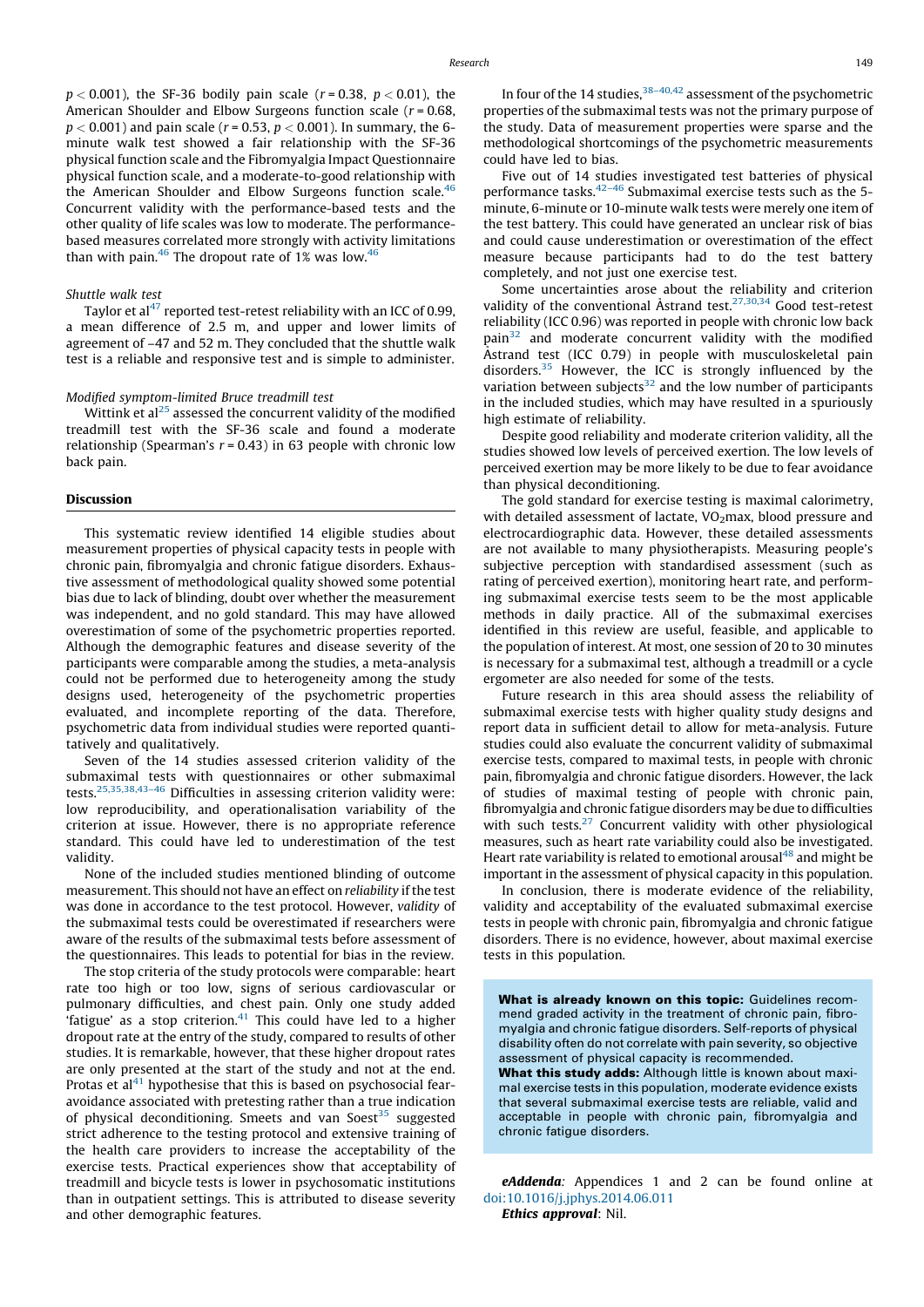$p < 0.001$), the SF-36 bodily pain scale ($r = 0.38$, $p < 0.01$), the American Shoulder and Elbow Surgeons function scale ($r = 0.68$, $p < 0.001$) and pain scale ($r = 0.53$, $p < 0.001$). In summary, the 6-minute walk test showed a fair relationship with the SF-36 physical function scale and the Fibromyalgia Impact Questionnaire physical function scale, and a moderate-to-good relationship with the American Shoulder and Elbow Surgeons function scale.[46] Concurrent validity with the performance-based tests and the other quality of life scales was low to moderate. The performance-based measures correlated more strongly with activity limitations than with pain.[46] The dropout rate of 1% was low.[46]

*Shuttle walk test*

Taylor et al[47] reported test-retest reliability with an ICC of 0.99, a mean difference of 2.5 m, and upper and lower limits of agreement of –47 and 52 m. They concluded that the shuttle walk test is a reliable and responsive test and is simple to administer.

*Modified symptom-limited Bruce treadmill test*

Wittink et al[25] assessed the concurrent validity of the modified treadmill test with the SF-36 scale and found a moderate relationship (Spearman's $r = 0.43$) in 63 people with chronic low back pain.

## Discussion

This systematic review identified 14 eligible studies about measurement properties of physical capacity tests in people with chronic pain, fibromyalgia and chronic fatigue disorders. Exhaustive assessment of methodological quality showed some potential bias due to lack of blinding, doubt over whether the measurement was independent, and no gold standard. This may have allowed overestimation of some of the psychometric properties reported. Although the demographic features and disease severity of the participants were comparable among the studies, a meta-analysis could not be performed due to heterogeneity among the study designs used, heterogeneity of the psychometric properties evaluated, and incomplete reporting of the data. Therefore, psychometric data from individual studies were reported quantitatively and qualitatively.

Seven of the 14 studies assessed criterion validity of the submaximal tests with questionnaires or other submaximal tests.[25,35,38,43–46] Difficulties in assessing criterion validity were: low reproducibility, and operationalisation variability of the criterion at issue. However, there is no appropriate reference standard. This could have led to underestimation of the test validity.

None of the included studies mentioned blinding of outcome measurement. This should not have an effect on *reliability* if the test was done in accordance to the test protocol. However, *validity* of the submaximal tests could be overestimated if researchers were aware of the results of the submaximal tests before assessment of the questionnaires. This leads to potential for bias in the review.

The stop criteria of the study protocols were comparable: heart rate too high or too low, signs of serious cardiovascular or pulmonary difficulties, and chest pain. Only one study added 'fatigue' as a stop criterion.[41] This could have led to a higher dropout rate at the entry of the study, compared to results of other studies. It is remarkable, however, that these higher dropout rates are only presented at the start of the study and not at the end. Protas et al[41] hypothesise that this is based on psychosocial fear-avoidance associated with pretesting rather than a true indication of physical deconditioning. Smeets and van Soest[35] suggested strict adherence to the testing protocol and extensive training of the health care providers to increase the acceptability of the exercise tests. Practical experiences show that acceptability of treadmill and bicycle tests is lower in psychosomatic institutions than in outpatient settings. This is attributed to disease severity and other demographic features.

In four of the 14 studies,[38–40,42] assessment of the psychometric properties of the submaximal tests was not the primary purpose of the study. Data of measurement properties were sparse and the methodological shortcomings of the psychometric measurements could have led to bias.

Five out of 14 studies investigated test batteries of physical performance tasks.[42–46] Submaximal exercise tests such as the 5-minute, 6-minute or 10-minute walk tests were merely one item of the test battery. This could have generated an unclear risk of bias and could cause underestimation or overestimation of the effect measure because participants had to do the test battery completely, and not just one exercise test.

Some uncertainties arose about the reliability and criterion validity of the conventional Åstrand test.[27,30,34] Good test-retest reliability (ICC 0.96) was reported in people with chronic low back pain[32] and moderate concurrent validity with the modified Åstrand test (ICC 0.79) in people with musculoskeletal pain disorders.[35] However, the ICC is strongly influenced by the variation between subjects[32] and the low number of participants in the included studies, which may have resulted in a spuriously high estimate of reliability.

Despite good reliability and moderate criterion validity, all the studies showed low levels of perceived exertion. The low levels of perceived exertion may be more likely to be due to fear avoidance than physical deconditioning.

The gold standard for exercise testing is maximal calorimetry, with detailed assessment of lactate, $VO_2$max, blood pressure and electrocardiographic data. However, these detailed assessments are not available to many physiotherapists. Measuring people's subjective perception with standardised assessment (such as rating of perceived exertion), monitoring heart rate, and performing submaximal exercise tests seem to be the most applicable methods in daily practice. All of the submaximal exercises identified in this review are useful, feasible, and applicable to the population of interest. At most, one session of 20 to 30 minutes is necessary for a submaximal test, although a treadmill or a cycle ergometer are also needed for some of the tests.

Future research in this area should assess the reliability of submaximal exercise tests with higher quality study designs and report data in sufficient detail to allow for meta-analysis. Future studies could also evaluate the concurrent validity of submaximal exercise tests, compared to maximal tests, in people with chronic pain, fibromyalgia and chronic fatigue disorders. However, the lack of studies of maximal testing of people with chronic pain, fibromyalgia and chronic fatigue disorders may be due to difficulties with such tests.[27] Concurrent validity with other physiological measures, such as heart rate variability could also be investigated. Heart rate variability is related to emotional arousal[48] and might be important in the assessment of physical capacity in this population.

In conclusion, there is moderate evidence of the reliability, validity and acceptability of the evaluated submaximal exercise tests in people with chronic pain, fibromyalgia and chronic fatigue disorders. There is no evidence, however, about maximal exercise tests in this population.

**What is already known on this topic:** Guidelines recommend graded activity in the treatment of chronic pain, fibromyalgia and chronic fatigue disorders. Self-reports of physical disability often do not correlate with pain severity, so objective assessment of physical capacity is recommended.

**What this study adds:** Although little is known about maximal exercise tests in this population, moderate evidence exists that several submaximal exercise tests are reliable, valid and acceptable in people with chronic pain, fibromyalgia and chronic fatigue disorders.

***eAddenda***: Appendices 1 and 2 can be found online at doi:10.1016/j.jphys.2014.06.011

***Ethics approval***: Nil.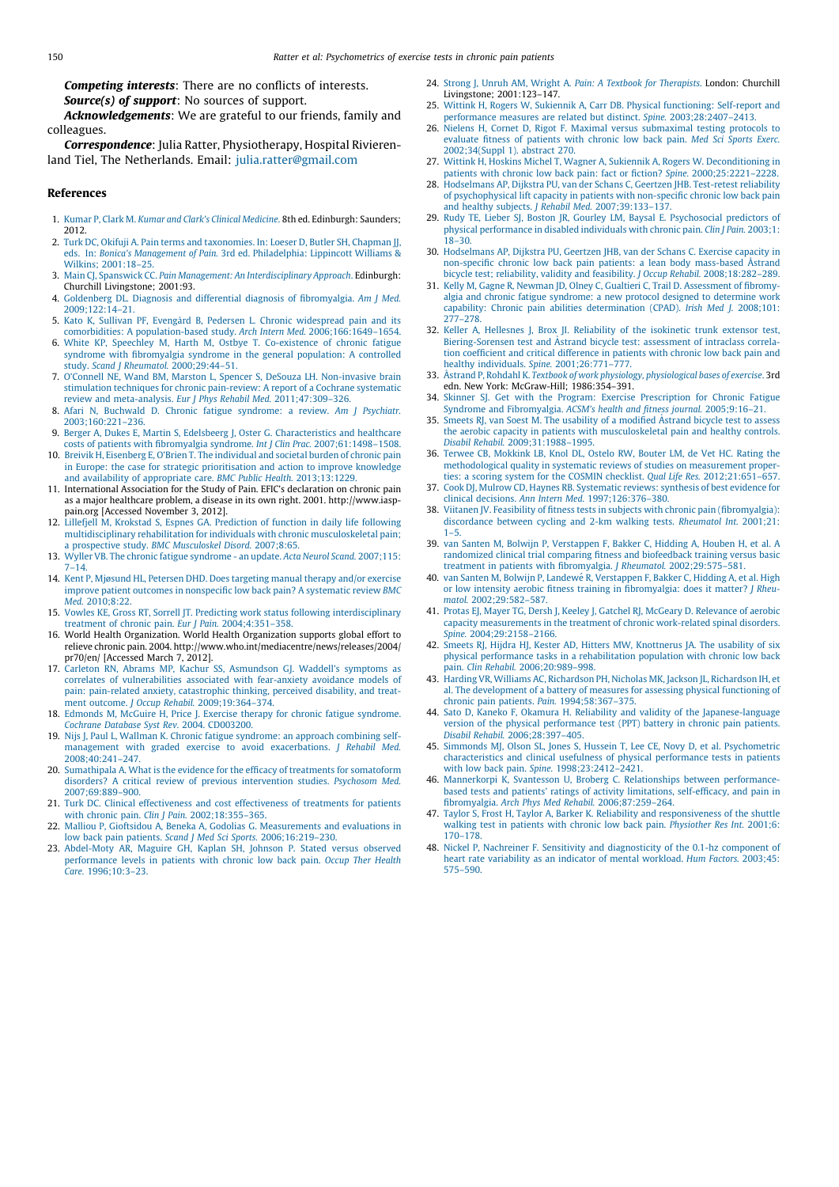***Competing interests***: There are no conflicts of interests.

***Source(s) of support***: No sources of support.

***Acknowledgements***: We are grateful to our friends, family and colleagues.

***Correspondence***: Julia Ratter, Physiotherapy, Hospital Rivierenland Tiel, The Netherlands. Email: julia.ratter@gmail.com

## References

1. Kumar P, Clark M. *Kumar and Clark's Clinical Medicine*. 8th ed. Edinburgh: Saunders; 2012.
2. Turk DC, Okifuji A. Pain terms and taxonomies. In: Loeser D, Butler SH, Chapman JJ, eds. In: *Bonica's Management of Pain*. 3rd ed. Philadelphia: Lippincott Williams & Wilkins; 2001:18–25.
3. Main CJ, Spanswick CC. *Pain Management: An Interdisciplinary Approach*. Edinburgh: Churchill Livingstone; 2001:93.
4. Goldenberg DL. Diagnosis and differential diagnosis of fibromyalgia. *Am J Med*. 2009;122:14–21.
5. Kato K, Sullivan PF, Evengård B, Pedersen L. Chronic widespread pain and its comorbidities: A population-based study. *Arch Intern Med*. 2006;166:1649–1654.
6. White KP, Speechley M, Harth M, Ostbye T. Co-existence of chronic fatigue syndrome with fibromyalgia syndrome in the general population: A controlled study. *Scand J Rheumatol*. 2000;29:44–51.
7. O'Connell NE, Wand BM, Marston L, Spencer S, DeSouza LH. Non-invasive brain stimulation techniques for chronic pain-review: A report of a Cochrane systematic review and meta-analysis. *Eur J Phys Rehabil Med*. 2011;47:309–326.
8. Afari N, Buchwald D. Chronic fatigue syndrome: a review. *Am J Psychiatr*. 2003;160:221–236.
9. Berger A, Dukes E, Martin S, Edelsbeerg J, Oster G. Characteristics and healthcare costs of patients with fibromyalgia syndrome. *Int J Clin Prac*. 2007;61:1498–1508.
10. Breivik H, Eisenberg E, O'Brien T. The individual and societal burden of chronic pain in Europe: the case for strategic prioritisation and action to improve knowledge and availability of appropriate care. *BMC Public Health*. 2013;13:1229.
11. International Association for the Study of Pain. EFIC's declaration on chronic pain as a major healthcare problem, a disease in its own right. 2001. http://www.iasp-pain.org [Accessed November 3, 2012].
12. Lillefjell M, Krokstad S, Espnes GA. Prediction of function in daily life following multidisciplinary rehabilitation for individuals with chronic musculoskeletal pain; a prospective study. *BMC Musculoskel Disord*. 2007;8:65.
13. Wyller VB. The chronic fatigue syndrome - an update. *Acta Neurol Scand*. 2007;115: 7–14.
14. Kent P, Mjøsund HL, Petersen DHD. Does targeting manual therapy and/or exercise improve patient outcomes in nonspecific low back pain? A systematic review *BMC Med*. 2010;8:22.
15. Vowles KE, Gross RT, Sorrell JT. Predicting work status following interdisciplinary treatment of chronic pain. *Eur J Pain*. 2004;4:351–358.
16. World Health Organization. World Health Organization supports global effort to relieve chronic pain. 2004. http://www.who.int/mediacentre/news/releases/2004/pr70/en/ [Accessed March 7, 2012].
17. Carleton RN, Abrams MP, Kachur SS, Asmundson GJ. Waddell's symptoms as correlates of vulnerabilities associated with fear-anxiety avoidance models of pain: pain-related anxiety, catastrophic thinking, perceived disability, and treatment outcome. *J Occup Rehabil*. 2009;19:364–374.
18. Edmonds M, McGuire H, Price J. Exercise therapy for chronic fatigue syndrome. *Cochrane Database Syst Rev*. 2004. CD003200.
19. Nijs J, Paul L, Wallman K. Chronic fatigue syndrome: an approach combining self-management with graded exercise to avoid exacerbations. *J Rehabil Med*. 2008;40:241–247.
20. Sumathipala A. What is the evidence for the efficacy of treatments for somatoform disorders? A critical review of previous intervention studies. *Psychosom Med*. 2007;69:889–900.
21. Turk DC. Clinical effectiveness and cost effectiveness of treatments for patients with chronic pain. *Clin J Pain*. 2002;18:355–365.
22. Malliou P, Gioftsidou A, Beneka A, Godolias G. Measurements and evaluations in low back pain patients. *Scand J Med Sci Sports*. 2006;16:219–230.
23. Abdel-Moty AR, Maguire GH, Kaplan SH, Johnson P. Stated versus observed performance levels in patients with chronic low back pain. *Occup Ther Health Care*. 1996;10:3–23.
24. Strong J, Unruh AM, Wright A. *Pain: A Textbook for Therapists*. London: Churchill Livingstone; 2001:123–147.
25. Wittink H, Rogers W, Sukiennik A, Carr DB. Physical functioning: Self-report and performance measures are related but distinct. *Spine*. 2003;28:2407–2413.
26. Nielens H, Cornet D, Rigot F. Maximal versus submaximal testing protocols to evaluate fitness of patients with chronic low back pain. *Med Sci Sports Exerc*. 2002;34(Suppl 1). abstract 270.
27. Wittink H, Hoskins Michel T, Wagner A, Sukiennik A, Rogers W. Deconditioning in patients with chronic low back pain: fact or fiction? *Spine*. 2000;25:2221–2228.
28. Hodselmans AP, Dijkstra PU, van der Schans C, Geertzen JHB. Test-retest reliability of psychophysical lift capacity in patients with non-specific chronic low back pain and healthy subjects. *J Rehabil Med*. 2007;39:133–137.
29. Rudy TE, Lieber SJ, Boston JR, Gourley LM, Baysal E. Psychosocial predictors of physical performance in disabled individuals with chronic pain. *Clin J Pain*. 2003;1: 18–30.
30. Hodselmans AP, Dijkstra PU, Geertzen JHB, van der Schans CP. Exercise capacity in non-specific chronic low back pain patients: a lean body mass-based Åstrand bicycle test; reliability, validity and feasibility. *J Occup Rehabil*. 2008;18:282–289.
31. Kelly M, Gagne R, Newman JD, Olney C, Gualtieri C, Trail D. Assessment of fibromyalgia and chronic fatigue syndrome: a new protocol designed to determine work capability: Chronic pain abilities determination (CPAD). *Irish Med J*. 2008;101: 277–278.
32. Keller A, Hellesnes J, Brox JI. Reliability of the isokinetic trunk extensor test, Biering-Sorensen test and Åstrand bicycle test: assessment of intraclass correlation coefficient and critical difference in patients with chronic low back pain and healthy individuals. *Spine*. 2001;26:771–777.
33. Åstrand P, Rohdahl K. *Textbook of work physiology, physiological bases of exercise*. 3rd edn. New York: McGraw-Hill; 1986:354–391.
34. Skinner SJ. Get with the Program: Exercise Prescription for Chronic Fatigue Syndrome and Fibromyalgia. *ACSM's health and fitness journal*. 2005;9:16–21.
35. Smeets RJ, van Soest M. The usability of a modified Åstrand bicycle test to assess the aerobic capacity in patients with musculoskeletal pain and healthy controls. *Disabil Rehabil*. 2009;31:1988–1995.
36. Terwee CB, Mokkink LB, Knol DL, Ostelo RW, Bouter LM, de Vet HC. Rating the methodological quality in systematic reviews of studies on measurement properties: a scoring system for the COSMIN checklist. *Qual Life Res*. 2012;21:651–657.
37. Cook DJ, Mulrow CD, Haynes RB. Systematic reviews: synthesis of best evidence for clinical decisions. *Ann Intern Med*. 1997;126:376–380.
38. Viitanen JV. Feasibility of fitness tests in subjects with chronic pain (fibromyalgia): discordance between cycling and 2-km walking tests. *Rheumatol Int*. 2001;21: 1–5.
39. van Santen M, Bolwijn P, Verstappen F, Bakker C, Hidding A, Houben H, et al. A randomized clinical trial comparing fitness and biofeedback training versus basic treatment in patients with fibromyalgia. *J Rheumatol*. 2002;29:575–581.
40. van Santen M, Bolwijn P, Landewé R, Verstappen F, Bakker C, Hidding A, et al. High or low intensity aerobic fitness training in fibromyalgia: does it matter? *J Rheumatol*. 2002;29:582–587.
41. Protas EJ, Mayer TG, Dersh J, Keeley J, Gatchel RJ, McGeary D. Relevance of aerobic capacity measurements in the treatment of chronic work-related spinal disorders. *Spine*. 2004;29:2158–2166.
42. Smeets RJ, Hijdra HJ, Kester AD, Hitters MW, Knottnerus JA. The usability of six physical performance tasks in a rehabilitation population with chronic low back pain. *Clin Rehabil*. 2006;20:989–998.
43. Harding VR, Williams AC, Richardson PH, Nicholas MK, Jackson JL, Richardson IH, et al. The development of a battery of measures for assessing physical functioning of chronic pain patients. *Pain*. 1994;58:367–375.
44. Sato D, Kaneko F, Okamura H. Reliability and validity of the Japanese-language version of the physical performance test (PPT) battery in chronic pain patients. *Disabil Rehabil*. 2006;28:397–405.
45. Simmonds MJ, Olson SL, Jones S, Hussein T, Lee CE, Novy D, et al. Psychometric characteristics and clinical usefulness of physical performance tests in patients with low back pain. *Spine*. 1998;23:2412–2421.
46. Mannerkorpi K, Svantesson U, Broberg C. Relationships between performance-based tests and patients' ratings of activity limitations, self-efficacy, and pain in fibromyalgia. *Arch Phys Med Rehabil*. 2006;87:259–264.
47. Taylor S, Frost H, Taylor A, Barker K. Reliability and responsiveness of the shuttle walking test in patients with chronic low back pain. *Physiother Res Int*. 2001;6: 170–178.
48. Nickel P, Nachreiner F. Sensitivity and diagnosticity of the 0.1-hz component of heart rate variability as an indicator of mental workload. *Hum Factors*. 2003;45: 575–590.